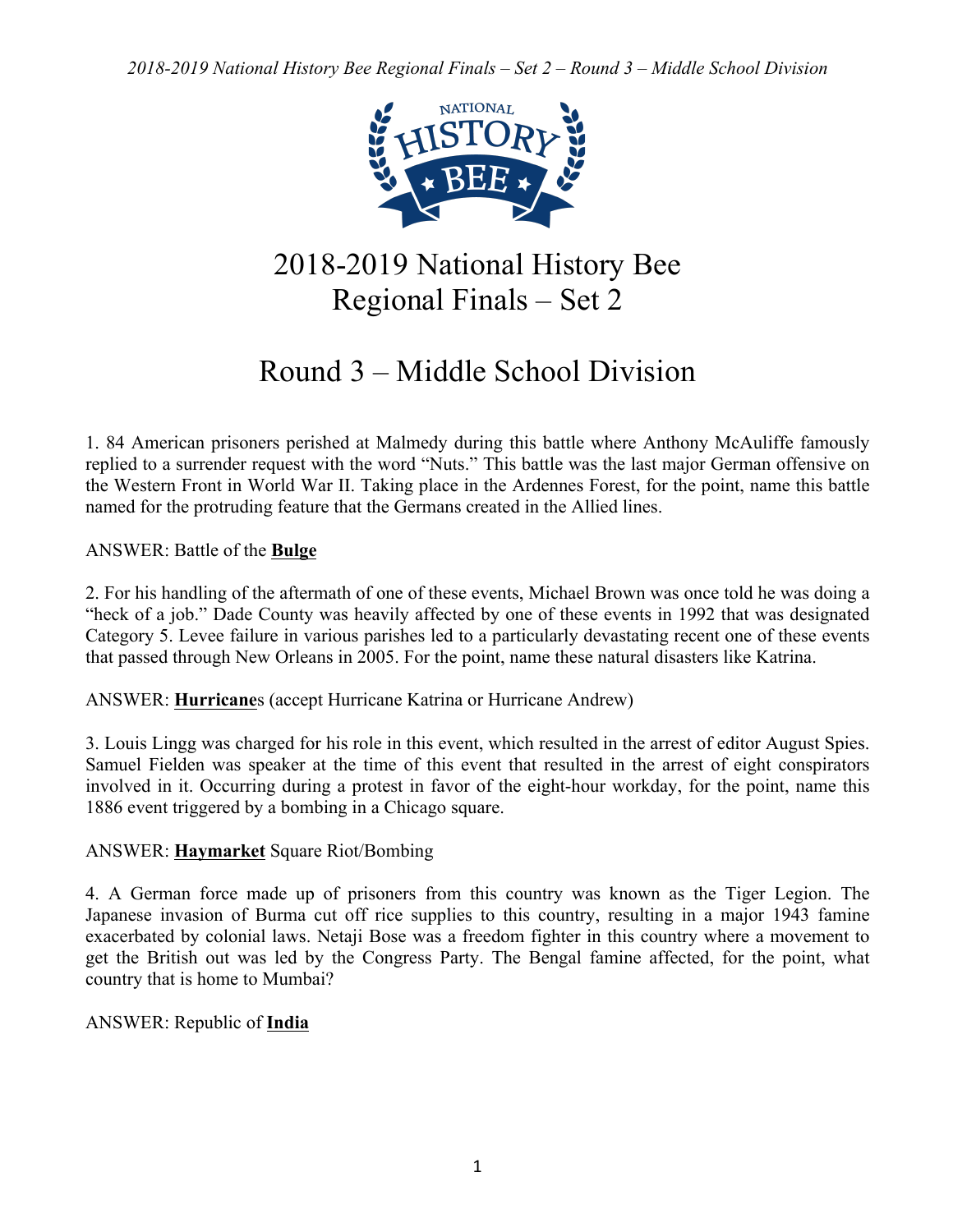# 2018-2019 National History Bee Regional Finals – Set 2

## Round 3 – Middle School Division

1. 84 American prisoners perished at Malmedy during this battle where Anthony McAuliffe famously replied to a surrender request with the word "Nuts." This battle was the last major German offensive on the Western Front in World War II. Taking place in the Ardennes Forest, for the point, name this battle named for the protruding feature that the Germans created in the Allied lines.

ANSWER: Battle of the **<u>Bulge</u>**

2. For his handling of the aftermath of one of these events, Michael Brown was once told he was doing a "heck of a job." Dade County was heavily affected by one of these events in 1992 that was designated Category 5. Levee failure in various parishes led to a particularly devastating recent one of these events that passed through New Orleans in 2005. For the point, name these natural disasters like Katrina.

ANSWER: **<u>Hurricane</u>**s (accept Hurricane Katrina or Hurricane Andrew)

3. Louis Lingg was charged for his role in this event, which resulted in the arrest of editor August Spies. Samuel Fielden was speaker at the time of this event that resulted in the arrest of eight conspirators involved in it. Occurring during a protest in favor of the eight-hour workday, for the point, name this 1886 event triggered by a bombing in a Chicago square.

ANSWER: **<u>Haymarket</u>** Square Riot/Bombing

4. A German force made up of prisoners from this country was known as the Tiger Legion. The Japanese invasion of Burma cut off rice supplies to this country, resulting in a major 1943 famine exacerbated by colonial laws. Netaji Bose was a freedom fighter in this country where a movement to get the British out was led by the Congress Party. The Bengal famine affected, for the point, what country that is home to Mumbai?

ANSWER: Republic of **<u>India</u>**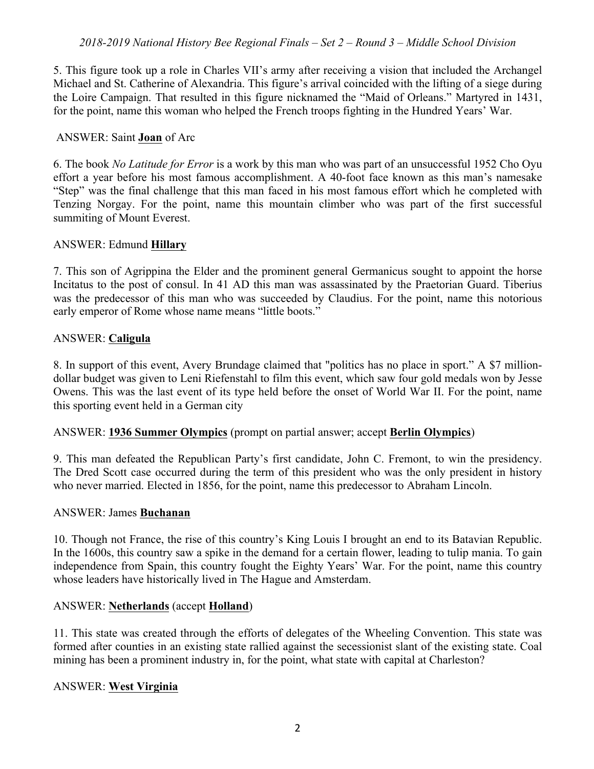5. This figure took up a role in Charles VII's army after receiving a vision that included the Archangel Michael and St. Catherine of Alexandria. This figure's arrival coincided with the lifting of a siege during the Loire Campaign. That resulted in this figure nicknamed the "Maid of Orleans." Martyred in 1431, for the point, name this woman who helped the French troops fighting in the Hundred Years' War.

ANSWER: Saint **Joan** of Arc

6. The book *No Latitude for Error* is a work by this man who was part of an unsuccessful 1952 Cho Oyu effort a year before his most famous accomplishment. A 40-foot face known as this man's namesake "Step" was the final challenge that this man faced in his most famous effort which he completed with Tenzing Norgay. For the point, name this mountain climber who was part of the first successful summiting of Mount Everest.

ANSWER: Edmund **Hillary**

7. This son of Agrippina the Elder and the prominent general Germanicus sought to appoint the horse Incitatus to the post of consul. In 41 AD this man was assassinated by the Praetorian Guard. Tiberius was the predecessor of this man who was succeeded by Claudius. For the point, name this notorious early emperor of Rome whose name means "little boots."

ANSWER: **Caligula**

8. In support of this event, Avery Brundage claimed that "politics has no place in sport." A $7 million-dollar budget was given to Leni Riefenstahl to film this event, which saw four gold medals won by Jesse Owens. This was the last event of its type held before the onset of World War II. For the point, name this sporting event held in a German city

ANSWER: **1936 Summer Olympics** (prompt on partial answer; accept **Berlin Olympics**)

9. This man defeated the Republican Party's first candidate, John C. Fremont, to win the presidency. The Dred Scott case occurred during the term of this president who was the only president in history who never married. Elected in 1856, for the point, name this predecessor to Abraham Lincoln.

ANSWER: James **Buchanan**

10. Though not France, the rise of this country's King Louis I brought an end to its Batavian Republic. In the 1600s, this country saw a spike in the demand for a certain flower, leading to tulip mania. To gain independence from Spain, this country fought the Eighty Years' War. For the point, name this country whose leaders have historically lived in The Hague and Amsterdam.

ANSWER: **Netherlands** (accept **Holland**)

11. This state was created through the efforts of delegates of the Wheeling Convention. This state was formed after counties in an existing state rallied against the secessionist slant of the existing state. Coal mining has been a prominent industry in, for the point, what state with capital at Charleston?

ANSWER: **West Virginia**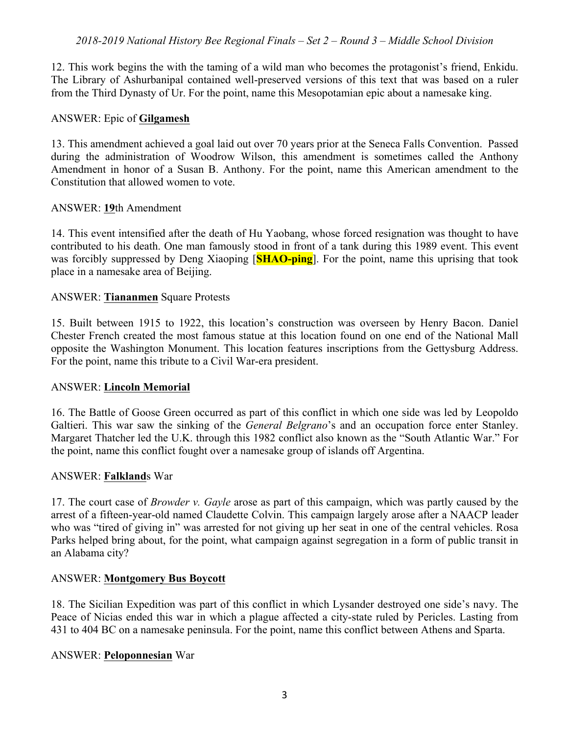12. This work begins the with the taming of a wild man who becomes the protagonist's friend, Enkidu. The Library of Ashurbanipal contained well-preserved versions of this text that was based on a ruler from the Third Dynasty of Ur. For the point, name this Mesopotamian epic about a namesake king.

ANSWER: Epic of **Gilgamesh**

13. This amendment achieved a goal laid out over 70 years prior at the Seneca Falls Convention. Passed during the administration of Woodrow Wilson, this amendment is sometimes called the Anthony Amendment in honor of a Susan B. Anthony. For the point, name this American amendment to the Constitution that allowed women to vote.

ANSWER: **19**th Amendment

14. This event intensified after the death of Hu Yaobang, whose forced resignation was thought to have contributed to his death. One man famously stood in front of a tank during this 1989 event. This event was forcibly suppressed by Deng Xiaoping [**SHAO-ping**]. For the point, name this uprising that took place in a namesake area of Beijing.

ANSWER: **Tiananmen** Square Protests

15. Built between 1915 to 1922, this location's construction was overseen by Henry Bacon. Daniel Chester French created the most famous statue at this location found on one end of the National Mall opposite the Washington Monument. This location features inscriptions from the Gettysburg Address. For the point, name this tribute to a Civil War-era president.

ANSWER: **Lincoln Memorial**

16. The Battle of Goose Green occurred as part of this conflict in which one side was led by Leopoldo Galtieri. This war saw the sinking of the *General Belgrano*'s and an occupation force enter Stanley. Margaret Thatcher led the U.K. through this 1982 conflict also known as the "South Atlantic War." For the point, name this conflict fought over a namesake group of islands off Argentina.

ANSWER: **Falkland**s War

17. The court case of *Browder v. Gayle* arose as part of this campaign, which was partly caused by the arrest of a fifteen-year-old named Claudette Colvin. This campaign largely arose after a NAACP leader who was "tired of giving in" was arrested for not giving up her seat in one of the central vehicles. Rosa Parks helped bring about, for the point, what campaign against segregation in a form of public transit in an Alabama city?

ANSWER: **Montgomery Bus Boycott**

18. The Sicilian Expedition was part of this conflict in which Lysander destroyed one side's navy. The Peace of Nicias ended this war in which a plague affected a city-state ruled by Pericles. Lasting from 431 to 404 BC on a namesake peninsula. For the point, name this conflict between Athens and Sparta.

ANSWER: **Peloponnesian** War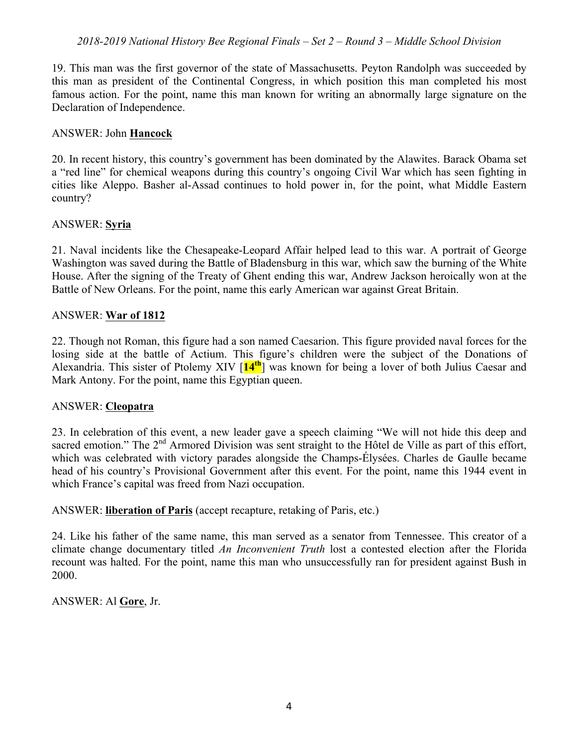19. This man was the first governor of the state of Massachusetts. Peyton Randolph was succeeded by this man as president of the Continental Congress, in which position this man completed his most famous action. For the point, name this man known for writing an abnormally large signature on the Declaration of Independence.

ANSWER: John **Hancock**

20. In recent history, this country's government has been dominated by the Alawites. Barack Obama set a "red line" for chemical weapons during this country's ongoing Civil War which has seen fighting in cities like Aleppo. Basher al-Assad continues to hold power in, for the point, what Middle Eastern country?

ANSWER: **Syria**

21. Naval incidents like the Chesapeake-Leopard Affair helped lead to this war. A portrait of George Washington was saved during the Battle of Bladensburg in this war, which saw the burning of the White House. After the signing of the Treaty of Ghent ending this war, Andrew Jackson heroically won at the Battle of New Orleans. For the point, name this early American war against Great Britain.

ANSWER: **War of 1812**

22. Though not Roman, this figure had a son named Caesarion. This figure provided naval forces for the losing side at the battle of Actium. This figure's children were the subject of the Donations of Alexandria. This sister of Ptolemy XIV [**14th**] was known for being a lover of both Julius Caesar and Mark Antony. For the point, name this Egyptian queen.

ANSWER: **Cleopatra**

23. In celebration of this event, a new leader gave a speech claiming "We will not hide this deep and sacred emotion." The 2nd Armored Division was sent straight to the Hôtel de Ville as part of this effort, which was celebrated with victory parades alongside the Champs-Élysées. Charles de Gaulle became head of his country's Provisional Government after this event. For the point, name this 1944 event in which France's capital was freed from Nazi occupation.

ANSWER: **liberation of Paris** (accept recapture, retaking of Paris, etc.)

24. Like his father of the same name, this man served as a senator from Tennessee. This creator of a climate change documentary titled *An Inconvenient Truth* lost a contested election after the Florida recount was halted. For the point, name this man who unsuccessfully ran for president against Bush in 2000.

ANSWER: Al **Gore**, Jr.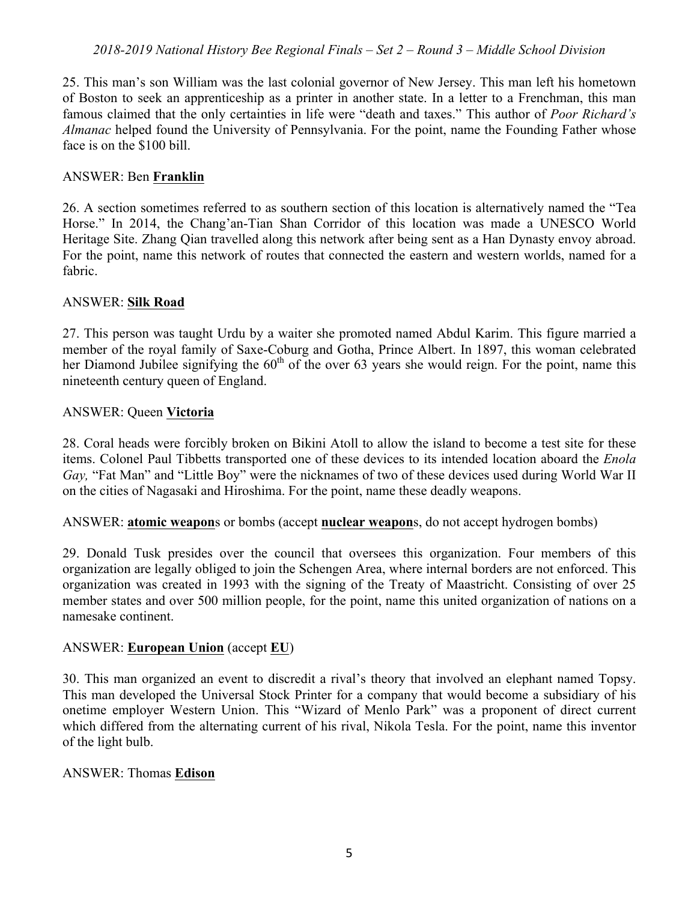25. This man's son William was the last colonial governor of New Jersey. This man left his hometown of Boston to seek an apprenticeship as a printer in another state. In a letter to a Frenchman, this man famous claimed that the only certainties in life were "death and taxes." This author of *Poor Richard's Almanac* helped found the University of Pennsylvania. For the point, name the Founding Father whose face is on the $100 bill.

ANSWER: Ben **Franklin**

26. A section sometimes referred to as southern section of this location is alternatively named the "Tea Horse." In 2014, the Chang'an-Tian Shan Corridor of this location was made a UNESCO World Heritage Site. Zhang Qian travelled along this network after being sent as a Han Dynasty envoy abroad. For the point, name this network of routes that connected the eastern and western worlds, named for a fabric.

ANSWER: **Silk Road**

27. This person was taught Urdu by a waiter she promoted named Abdul Karim. This figure married a member of the royal family of Saxe-Coburg and Gotha, Prince Albert. In 1897, this woman celebrated her Diamond Jubilee signifying the 60th of the over 63 years she would reign. For the point, name this nineteenth century queen of England.

ANSWER: Queen **Victoria**

28. Coral heads were forcibly broken on Bikini Atoll to allow the island to become a test site for these items. Colonel Paul Tibbetts transported one of these devices to its intended location aboard the *Enola Gay,* "Fat Man" and "Little Boy" were the nicknames of two of these devices used during World War II on the cities of Nagasaki and Hiroshima. For the point, name these deadly weapons.

ANSWER: **atomic weapon**s or bombs (accept **nuclear weapon**s, do not accept hydrogen bombs)

29. Donald Tusk presides over the council that oversees this organization. Four members of this organization are legally obliged to join the Schengen Area, where internal borders are not enforced. This organization was created in 1993 with the signing of the Treaty of Maastricht. Consisting of over 25 member states and over 500 million people, for the point, name this united organization of nations on a namesake continent.

ANSWER: **European Union** (accept **EU**)

30. This man organized an event to discredit a rival's theory that involved an elephant named Topsy. This man developed the Universal Stock Printer for a company that would become a subsidiary of his onetime employer Western Union. This "Wizard of Menlo Park" was a proponent of direct current which differed from the alternating current of his rival, Nikola Tesla. For the point, name this inventor of the light bulb.

ANSWER: Thomas **Edison**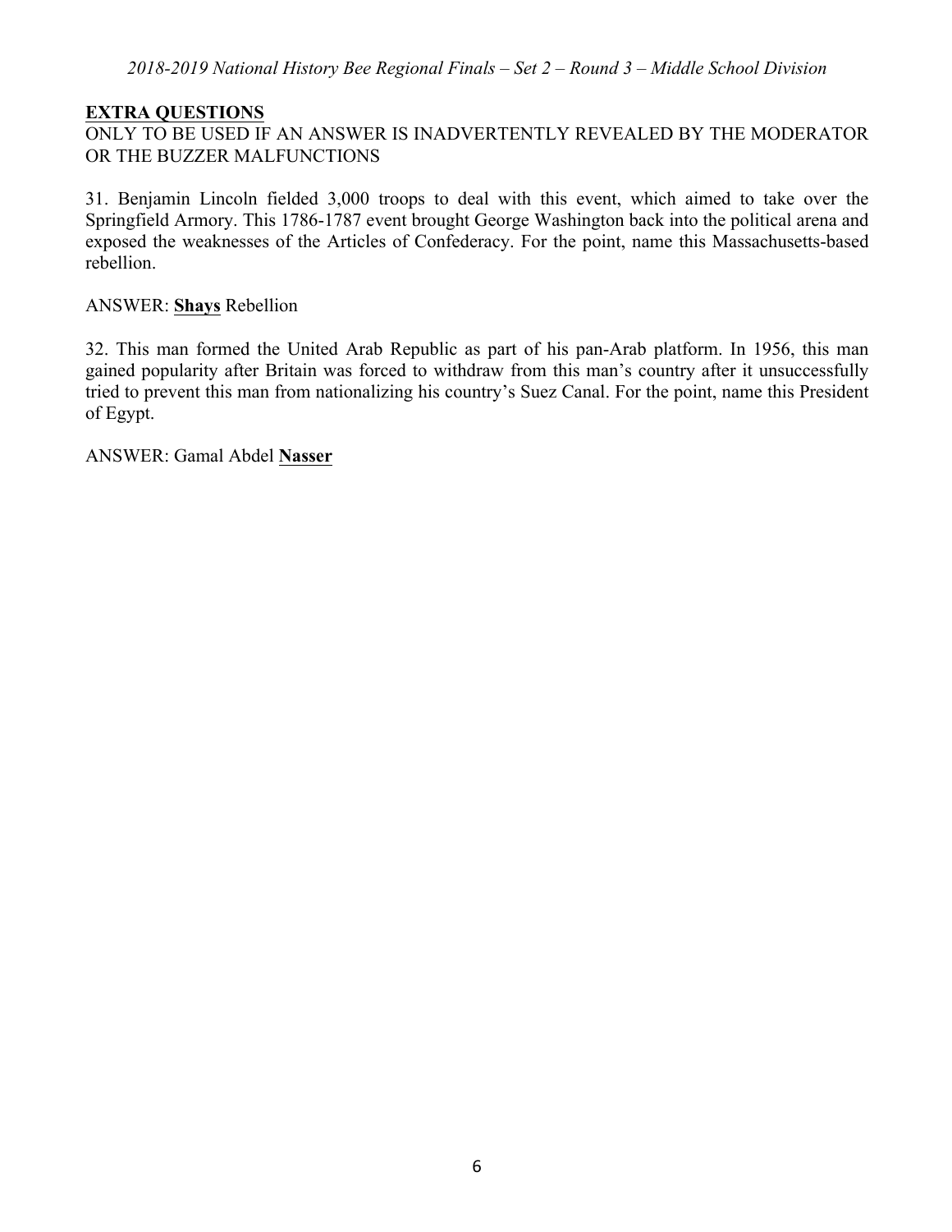**EXTRA QUESTIONS**

ONLY TO BE USED IF AN ANSWER IS INADVERTENTLY REVEALED BY THE MODERATOR OR THE BUZZER MALFUNCTIONS

31. Benjamin Lincoln fielded 3,000 troops to deal with this event, which aimed to take over the Springfield Armory. This 1786-1787 event brought George Washington back into the political arena and exposed the weaknesses of the Articles of Confederacy. For the point, name this Massachusetts-based rebellion.

ANSWER: **Shays** Rebellion

32. This man formed the United Arab Republic as part of his pan-Arab platform. In 1956, this man gained popularity after Britain was forced to withdraw from this man's country after it unsuccessfully tried to prevent this man from nationalizing his country's Suez Canal. For the point, name this President of Egypt.

ANSWER: Gamal Abdel **Nasser**